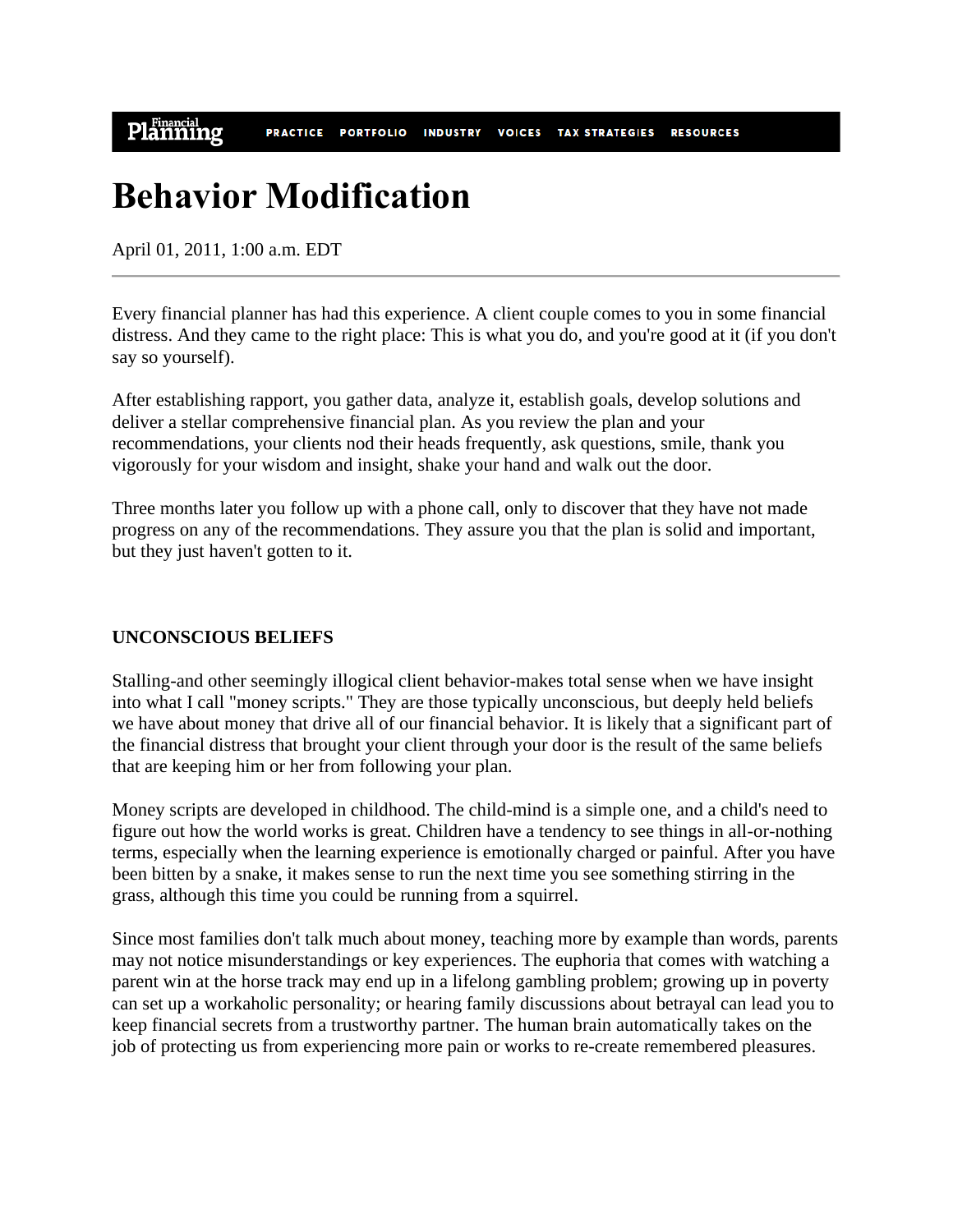# Behavior Modification

April 01, 2011, 1:00 a.m. EDT

Every financial planner has had this experience. A client couple comes to you in some financial distress. And they came to the right place: This is what you do, and you're good at it (if you don't say so yourself).

After establishing rapport, you gather data, analyze it, establish goals, develop solutions and deliver a stellar comprehensive financial plan. As you review the plan and your recommendations, your clients nod their heads frequently, ask questions, smile, thank you vigorously for your wisdom and insight, shake your hand and walk out the door.

Three months later you follow up with a phone call, only to discover that they have not made progress on any of the recommendations. They assure you that the plan is solid and important, but they just haven't gotten to it.

**UNCONSCIOUS BELIEFS**

Stalling-and other seemingly illogical client behavior-makes total sense when we have insight into what I call "money scripts." They are those typically unconscious, but deeply held beliefs we have about money that drive all of our financial behavior. It is likely that a significant part of the financial distress that brought your client through your door is the result of the same beliefs that are keeping him or her from following your plan.

Money scripts are developed in childhood. The child-mind is a simple one, and a child's need to figure out how the world works is great. Children have a tendency to see things in all-or-nothing terms, especially when the learning experience is emotionally charged or painful. After you have been bitten by a snake, it makes sense to run the next time you see something stirring in the grass, although this time you could be running from a squirrel.

Since most families don't talk much about money, teaching more by example than words, parents may not notice misunderstandings or key experiences. The euphoria that comes with watching a parent win at the horse track may end up in a lifelong gambling problem; growing up in poverty can set up a workaholic personality; or hearing family discussions about betrayal can lead you to keep financial secrets from a trustworthy partner. The human brain automatically takes on the job of protecting us from experiencing more pain or works to re-create remembered pleasures.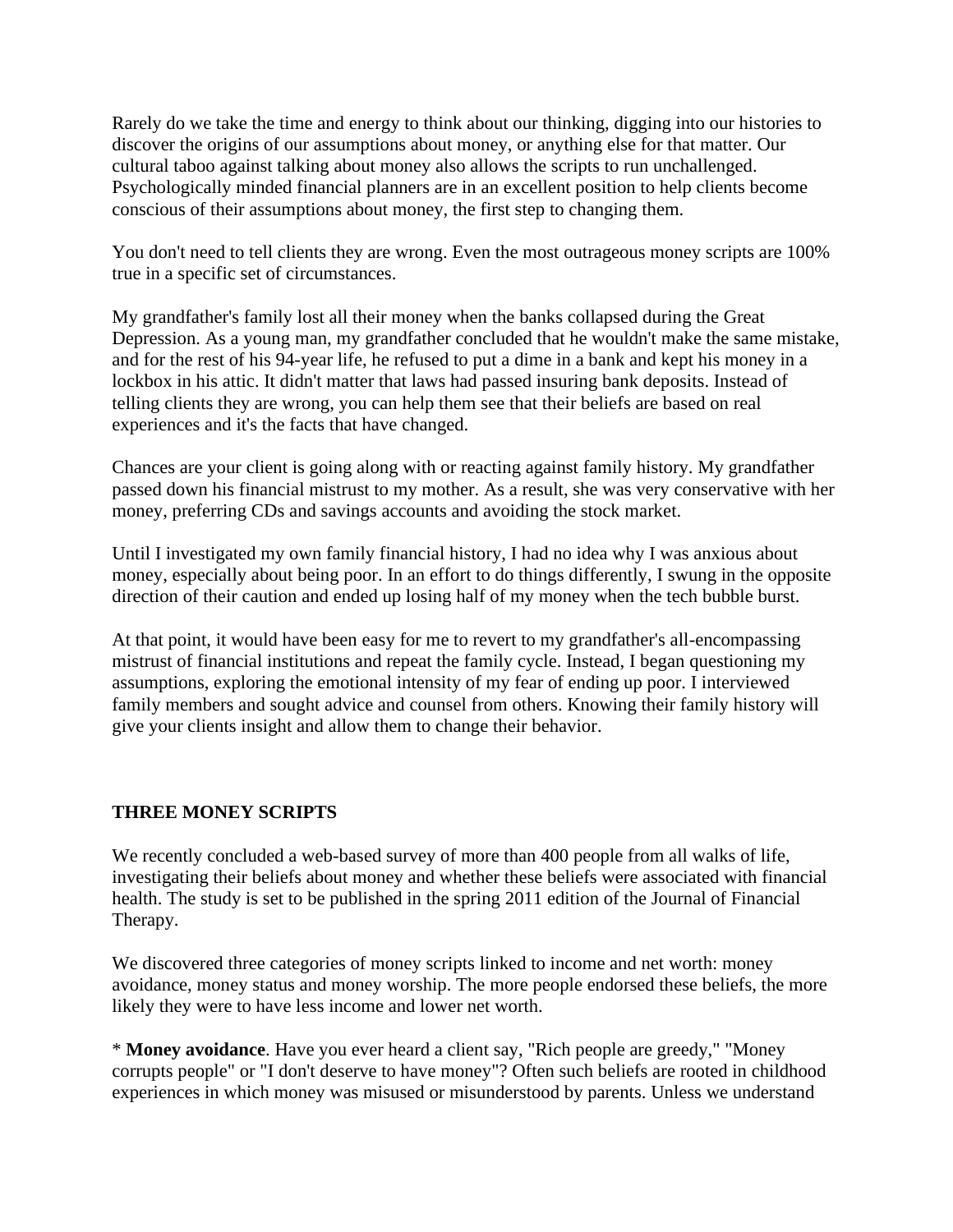Rarely do we take the time and energy to think about our thinking, digging into our histories to discover the origins of our assumptions about money, or anything else for that matter. Our cultural taboo against talking about money also allows the scripts to run unchallenged. Psychologically minded financial planners are in an excellent position to help clients become conscious of their assumptions about money, the first step to changing them.

You don't need to tell clients they are wrong. Even the most outrageous money scripts are 100% true in a specific set of circumstances.

My grandfather's family lost all their money when the banks collapsed during the Great Depression. As a young man, my grandfather concluded that he wouldn't make the same mistake, and for the rest of his 94-year life, he refused to put a dime in a bank and kept his money in a lockbox in his attic. It didn't matter that laws had passed insuring bank deposits. Instead of telling clients they are wrong, you can help them see that their beliefs are based on real experiences and it's the facts that have changed.

Chances are your client is going along with or reacting against family history. My grandfather passed down his financial mistrust to my mother. As a result, she was very conservative with her money, preferring CDs and savings accounts and avoiding the stock market.

Until I investigated my own family financial history, I had no idea why I was anxious about money, especially about being poor. In an effort to do things differently, I swung in the opposite direction of their caution and ended up losing half of my money when the tech bubble burst.

At that point, it would have been easy for me to revert to my grandfather's all-encompassing mistrust of financial institutions and repeat the family cycle. Instead, I began questioning my assumptions, exploring the emotional intensity of my fear of ending up poor. I interviewed family members and sought advice and counsel from others. Knowing their family history will give your clients insight and allow them to change their behavior.

**THREE MONEY SCRIPTS**

We recently concluded a web-based survey of more than 400 people from all walks of life, investigating their beliefs about money and whether these beliefs were associated with financial health. The study is set to be published in the spring 2011 edition of the Journal of Financial Therapy.

We discovered three categories of money scripts linked to income and net worth: money avoidance, money status and money worship. The more people endorsed these beliefs, the more likely they were to have less income and lower net worth.

* **Money avoidance**. Have you ever heard a client say, "Rich people are greedy," "Money corrupts people" or "I don't deserve to have money"? Often such beliefs are rooted in childhood experiences in which money was misused or misunderstood by parents. Unless we understand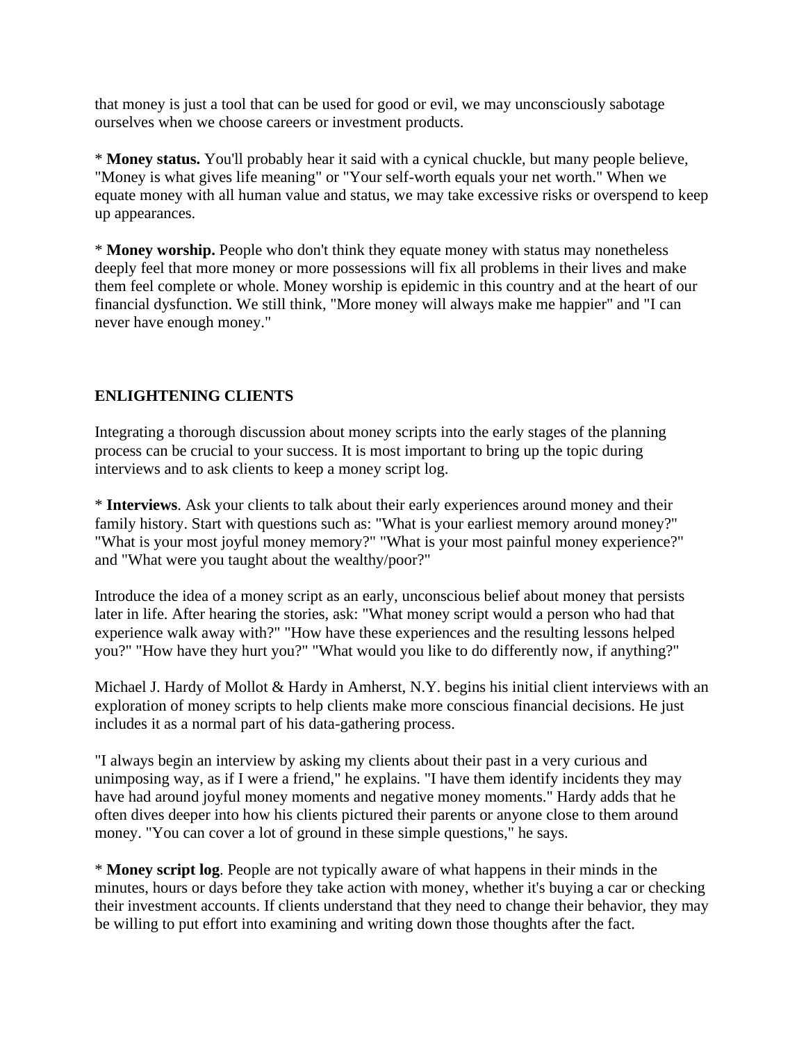that money is just a tool that can be used for good or evil, we may unconsciously sabotage ourselves when we choose careers or investment products.

* **Money status.** You'll probably hear it said with a cynical chuckle, but many people believe, "Money is what gives life meaning" or "Your self-worth equals your net worth." When we equate money with all human value and status, we may take excessive risks or overspend to keep up appearances.

* **Money worship.** People who don't think they equate money with status may nonetheless deeply feel that more money or more possessions will fix all problems in their lives and make them feel complete or whole. Money worship is epidemic in this country and at the heart of our financial dysfunction. We still think, "More money will always make me happier" and "I can never have enough money."

## ENLIGHTENING CLIENTS

Integrating a thorough discussion about money scripts into the early stages of the planning process can be crucial to your success. It is most important to bring up the topic during interviews and to ask clients to keep a money script log.

* **Interviews**. Ask your clients to talk about their early experiences around money and their family history. Start with questions such as: "What is your earliest memory around money?" "What is your most joyful money memory?" "What is your most painful money experience?" and "What were you taught about the wealthy/poor?"

Introduce the idea of a money script as an early, unconscious belief about money that persists later in life. After hearing the stories, ask: "What money script would a person who had that experience walk away with?" "How have these experiences and the resulting lessons helped you?" "How have they hurt you?" "What would you like to do differently now, if anything?"

Michael J. Hardy of Mollot & Hardy in Amherst, N.Y. begins his initial client interviews with an exploration of money scripts to help clients make more conscious financial decisions. He just includes it as a normal part of his data-gathering process.

"I always begin an interview by asking my clients about their past in a very curious and unimposing way, as if I were a friend," he explains. "I have them identify incidents they may have had around joyful money moments and negative money moments." Hardy adds that he often dives deeper into how his clients pictured their parents or anyone close to them around money. "You can cover a lot of ground in these simple questions," he says.

* **Money script log**. People are not typically aware of what happens in their minds in the minutes, hours or days before they take action with money, whether it's buying a car or checking their investment accounts. If clients understand that they need to change their behavior, they may be willing to put effort into examining and writing down those thoughts after the fact.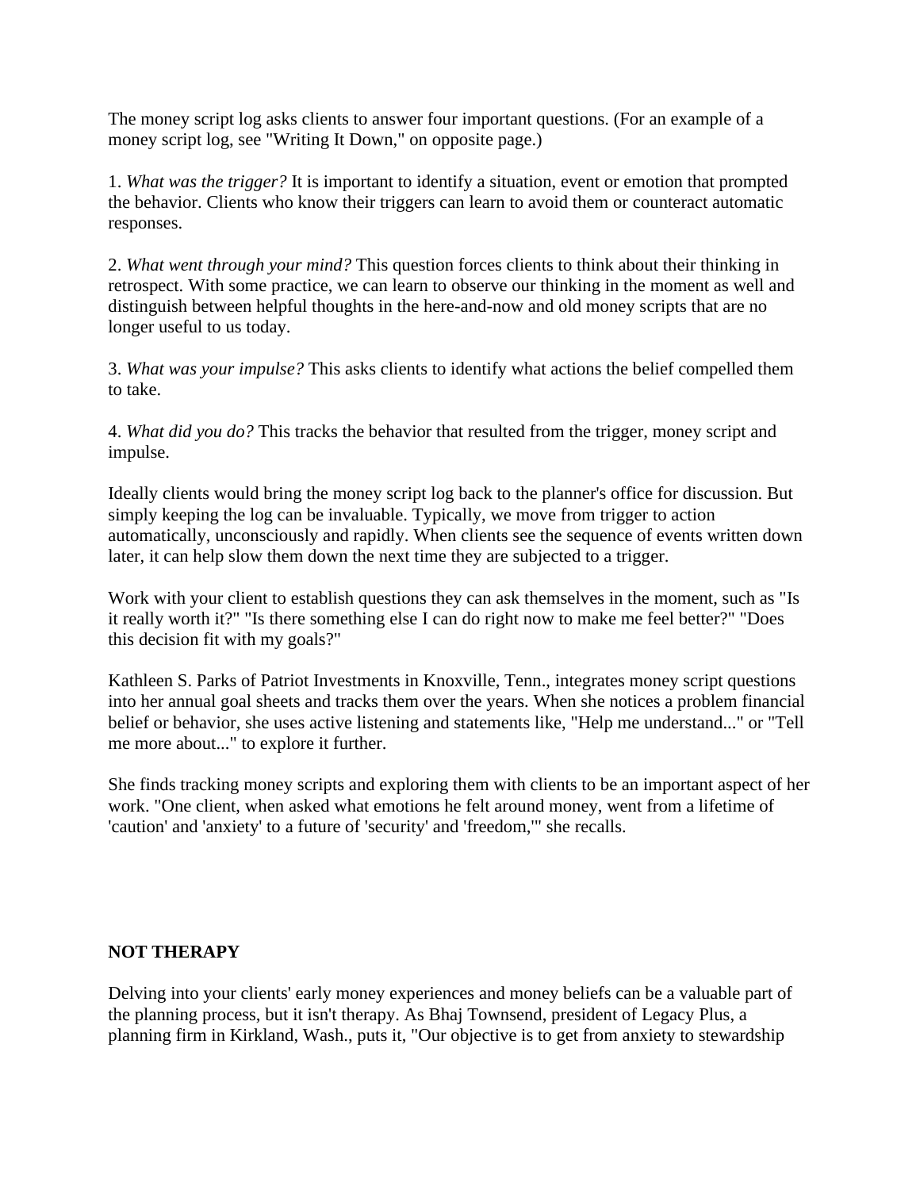The money script log asks clients to answer four important questions. (For an example of a money script log, see "Writing It Down," on opposite page.)

1. *What was the trigger?* It is important to identify a situation, event or emotion that prompted the behavior. Clients who know their triggers can learn to avoid them or counteract automatic responses.

2. *What went through your mind?* This question forces clients to think about their thinking in retrospect. With some practice, we can learn to observe our thinking in the moment as well and distinguish between helpful thoughts in the here-and-now and old money scripts that are no longer useful to us today.

3. *What was your impulse?* This asks clients to identify what actions the belief compelled them to take.

4. *What did you do?* This tracks the behavior that resulted from the trigger, money script and impulse.

Ideally clients would bring the money script log back to the planner's office for discussion. But simply keeping the log can be invaluable. Typically, we move from trigger to action automatically, unconsciously and rapidly. When clients see the sequence of events written down later, it can help slow them down the next time they are subjected to a trigger.

Work with your client to establish questions they can ask themselves in the moment, such as "Is it really worth it?" "Is there something else I can do right now to make me feel better?" "Does this decision fit with my goals?"

Kathleen S. Parks of Patriot Investments in Knoxville, Tenn., integrates money script questions into her annual goal sheets and tracks them over the years. When she notices a problem financial belief or behavior, she uses active listening and statements like, "Help me understand..." or "Tell me more about..." to explore it further.

She finds tracking money scripts and exploring them with clients to be an important aspect of her work. "One client, when asked what emotions he felt around money, went from a lifetime of 'caution' and 'anxiety' to a future of 'security' and 'freedom,'" she recalls.

**NOT THERAPY**

Delving into your clients' early money experiences and money beliefs can be a valuable part of the planning process, but it isn't therapy. As Bhaj Townsend, president of Legacy Plus, a planning firm in Kirkland, Wash., puts it, "Our objective is to get from anxiety to stewardship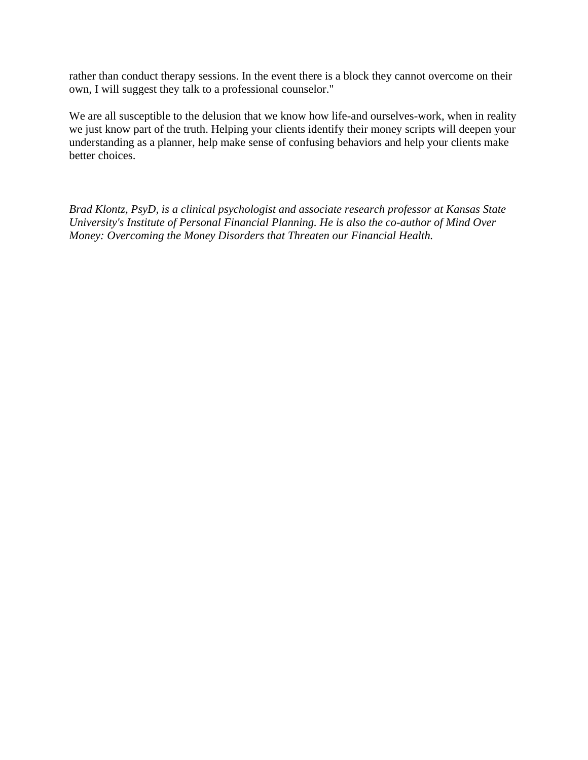rather than conduct therapy sessions. In the event there is a block they cannot overcome on their own, I will suggest they talk to a professional counselor."

We are all susceptible to the delusion that we know how life-and ourselves-work, when in reality we just know part of the truth. Helping your clients identify their money scripts will deepen your understanding as a planner, help make sense of confusing behaviors and help your clients make better choices.

*Brad Klontz, PsyD, is a clinical psychologist and associate research professor at Kansas State University's Institute of Personal Financial Planning. He is also the co-author of Mind Over Money: Overcoming the Money Disorders that Threaten our Financial Health.*